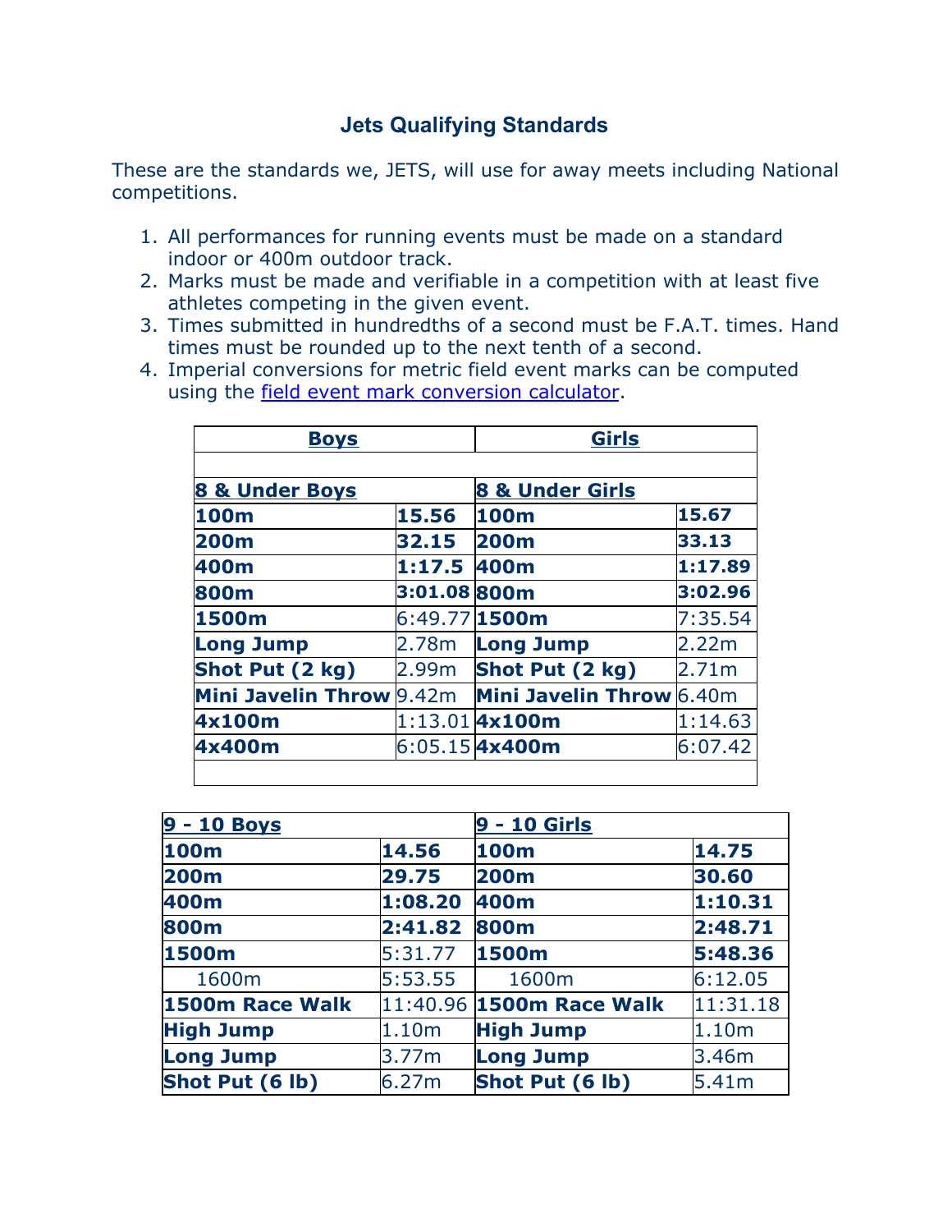## Jets Qualifying Standards

These are the standards we, JETS, will use for away meets including National competitions.

1. All performances for running events must be made on a standard indoor or 400m outdoor track.
2. Marks must be made and verifiable in a competition with at least five athletes competing in the given event.
3. Times submitted in hundredths of a second must be F.A.T. times. Hand times must be rounded up to the next tenth of a second.
4. Imperial conversions for metric field event marks can be computed using the field event mark conversion calculator.

| **Boys** | | **Girls** | |
|---|---|---|---|
| | | | |
| **8 & Under Boys** | | **8 & Under Girls** | |
| **100m** | **15.56** | **100m** | **15.67** |
| **200m** | **32.15** | **200m** | **33.13** |
| **400m** | **1:17.5** | **400m** | **1:17.89** |
| **800m** | **3:01.08** | **800m** | **3:02.96** |
| **1500m** | 6:49.77 | **1500m** | 7:35.54 |
| **Long Jump** | 2.78m | **Long Jump** | 2.22m |
| **Shot Put (2 kg)** | 2.99m | **Shot Put (2 kg)** | 2.71m |
| **Mini Javelin Throw** | 9.42m | **Mini Javelin Throw** | 6.40m |
| **4x100m** | 1:13.01 | **4x100m** | 1:14.63 |
| **4x400m** | 6:05.15 | **4x400m** | 6:07.42 |

| **9 - 10 Boys** | | **9 - 10 Girls** | |
|---|---|---|---|
| **100m** | **14.56** | **100m** | **14.75** |
| **200m** | **29.75** | **200m** | **30.60** |
| **400m** | **1:08.20** | **400m** | **1:10.31** |
| **800m** | **2:41.82** | **800m** | **2:48.71** |
| **1500m** | 5:31.77 | **1500m** | **5:48.36** |
| 1600m | 5:53.55 | 1600m | 6:12.05 |
| **1500m Race Walk** | 11:40.96 | **1500m Race Walk** | 11:31.18 |
| **High Jump** | 1.10m | **High Jump** | 1.10m |
| **Long Jump** | 3.77m | **Long Jump** | 3.46m |
| **Shot Put (6 lb)** | 6.27m | **Shot Put (6 lb)** | 5.41m |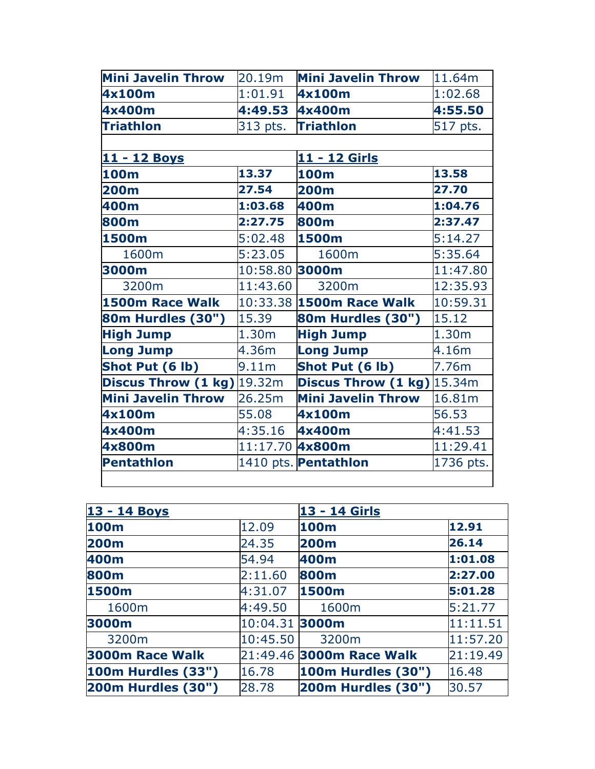| | | | |
|---|---|---|---|
| **Mini Javelin Throw** | 20.19m | **Mini Javelin Throw** | 11.64m |
| **4x100m** | 1:01.91 | **4x100m** | 1:02.68 |
| **4x400m** | **4:49.53** | **4x400m** | **4:55.50** |
| **Triathlon** | 313 pts. | **Triathlon** | 517 pts. |

| **11 - 12 Boys** | | **11 - 12 Girls** | |
|---|---|---|---|
| **100m** | **13.37** | **100m** | **13.58** |
| **200m** | **27.54** | **200m** | **27.70** |
| **400m** | **1:03.68** | **400m** | **1:04.76** |
| **800m** | **2:27.75** | **800m** | **2:37.47** |
| **1500m** | 5:02.48 | **1500m** | 5:14.27 |
| 1600m | 5:23.05 | 1600m | 5:35.64 |
| **3000m** | 10:58.80 | **3000m** | 11:47.80 |
| 3200m | 11:43.60 | 3200m | 12:35.93 |
| **1500m Race Walk** | 10:33.38 | **1500m Race Walk** | 10:59.31 |
| **80m Hurdles (30")** | 15.39 | **80m Hurdles (30")** | 15.12 |
| **High Jump** | 1.30m | **High Jump** | 1.30m |
| **Long Jump** | 4.36m | **Long Jump** | 4.16m |
| **Shot Put (6 lb)** | 9.11m | **Shot Put (6 lb)** | 7.76m |
| **Discus Throw (1 kg)** | 19.32m | **Discus Throw (1 kg)** | 15.34m |
| **Mini Javelin Throw** | 26.25m | **Mini Javelin Throw** | 16.81m |
| **4x100m** | 55.08 | **4x100m** | 56.53 |
| **4x400m** | 4:35.16 | **4x400m** | 4:41.53 |
| **4x800m** | 11:17.70 | **4x800m** | 11:29.41 |
| **Pentathlon** | 1410 pts. | **Pentathlon** | 1736 pts. |

| **13 - 14 Boys** | | **13 - 14 Girls** | |
|---|---|---|---|
| **100m** | 12.09 | **100m** | **12.91** |
| **200m** | 24.35 | **200m** | **26.14** |
| **400m** | 54.94 | **400m** | **1:01.08** |
| **800m** | 2:11.60 | **800m** | **2:27.00** |
| **1500m** | 4:31.07 | **1500m** | **5:01.28** |
| 1600m | 4:49.50 | 1600m | 5:21.77 |
| **3000m** | 10:04.31 | **3000m** | 11:11.51 |
| 3200m | 10:45.50 | 3200m | 11:57.20 |
| **3000m Race Walk** | 21:49.46 | **3000m Race Walk** | 21:19.49 |
| **100m Hurdles (33")** | 16.78 | **100m Hurdles (30")** | 16.48 |
| **200m Hurdles (30")** | 28.78 | **200m Hurdles (30")** | 30.57 |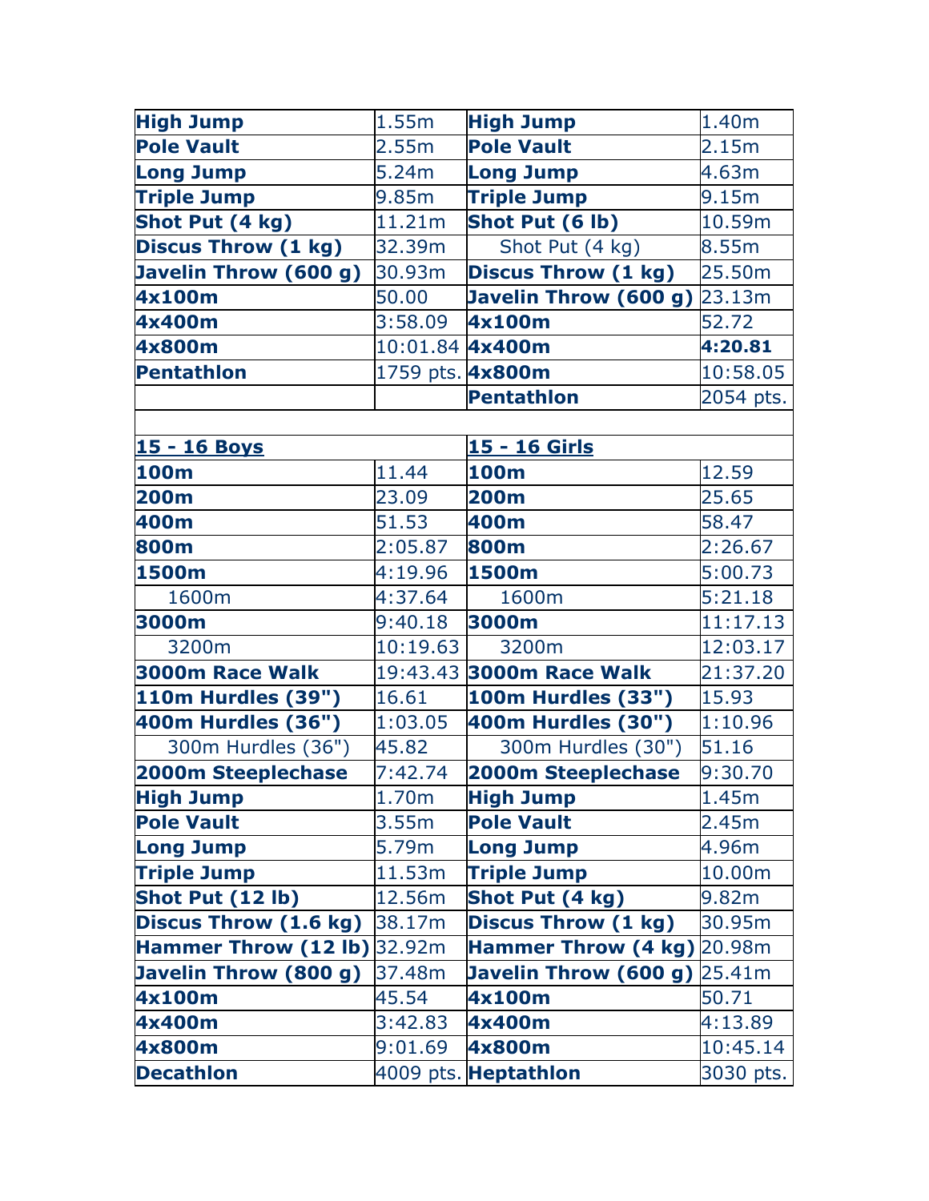| **High Jump** | 1.55m | **High Jump** | 1.40m |
|---|---|---|---|
| **Pole Vault** | 2.55m | **Pole Vault** | 2.15m |
| **Long Jump** | 5.24m | **Long Jump** | 4.63m |
| **Triple Jump** | 9.85m | **Triple Jump** | 9.15m |
| **Shot Put (4 kg)** | 11.21m | **Shot Put (6 lb)** | 10.59m |
| **Discus Throw (1 kg)** | 32.39m | Shot Put (4 kg) | 8.55m |
| **Javelin Throw (600 g)** | 30.93m | **Discus Throw (1 kg)** | 25.50m |
| **4x100m** | 50.00 | **Javelin Throw (600 g)** | 23.13m |
| **4x400m** | 3:58.09 | **4x100m** | 52.72 |
| **4x800m** | 10:01.84 | **4x400m** | **4:20.81** |
| **Pentathlon** | 1759 pts. | **4x800m** | 10:58.05 |
| | | **Pentathlon** | 2054 pts. |
| | | | |
| **15 - 16 Boys** | | **15 - 16 Girls** | |
| **100m** | 11.44 | **100m** | 12.59 |
| **200m** | 23.09 | **200m** | 25.65 |
| **400m** | 51.53 | **400m** | 58.47 |
| **800m** | 2:05.87 | **800m** | 2:26.67 |
| **1500m** | 4:19.96 | **1500m** | 5:00.73 |
| 1600m | 4:37.64 | 1600m | 5:21.18 |
| **3000m** | 9:40.18 | **3000m** | 11:17.13 |
| 3200m | 10:19.63 | 3200m | 12:03.17 |
| **3000m Race Walk** | 19:43.43 | **3000m Race Walk** | 21:37.20 |
| **110m Hurdles (39")** | 16.61 | **100m Hurdles (33")** | 15.93 |
| **400m Hurdles (36")** | 1:03.05 | **400m Hurdles (30")** | 1:10.96 |
| 300m Hurdles (36") | 45.82 | 300m Hurdles (30") | 51.16 |
| **2000m Steeplechase** | 7:42.74 | **2000m Steeplechase** | 9:30.70 |
| **High Jump** | 1.70m | **High Jump** | 1.45m |
| **Pole Vault** | 3.55m | **Pole Vault** | 2.45m |
| **Long Jump** | 5.79m | **Long Jump** | 4.96m |
| **Triple Jump** | 11.53m | **Triple Jump** | 10.00m |
| **Shot Put (12 lb)** | 12.56m | **Shot Put (4 kg)** | 9.82m |
| **Discus Throw (1.6 kg)** | 38.17m | **Discus Throw (1 kg)** | 30.95m |
| **Hammer Throw (12 lb)** | 32.92m | **Hammer Throw (4 kg)** | 20.98m |
| **Javelin Throw (800 g)** | 37.48m | **Javelin Throw (600 g)** | 25.41m |
| **4x100m** | 45.54 | **4x100m** | 50.71 |
| **4x400m** | 3:42.83 | **4x400m** | 4:13.89 |
| **4x800m** | 9:01.69 | **4x800m** | 10:45.14 |
| **Decathlon** | 4009 pts. | **Heptathlon** | 3030 pts. |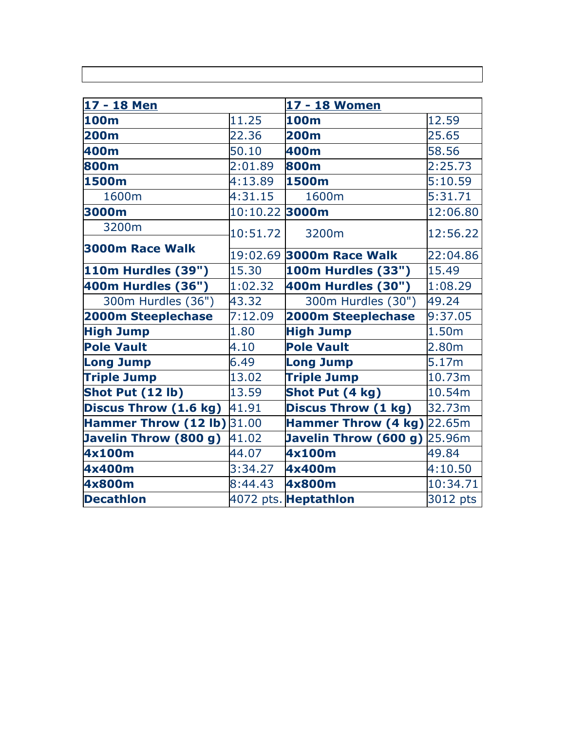| **17 - 18 Men** | | **17 - 18 Women** | |
|---|---|---|---|
| **100m** | 11.25 | **100m** | 12.59 |
| **200m** | 22.36 | **200m** | 25.65 |
| **400m** | 50.10 | **400m** | 58.56 |
| **800m** | 2:01.89 | **800m** | 2:25.73 |
| **1500m** | 4:13.89 | **1500m** | 5:10.59 |
| 1600m | 4:31.15 | 1600m | 5:31.71 |
| **3000m** | 10:10.22 | **3000m** | 12:06.80 |
| 3200m | 10:51.72 | 3200m | 12:56.22 |
| **3000m Race Walk** | 19:02.69 | **3000m Race Walk** | 22:04.86 |
| **110m Hurdles (39")** | 15.30 | **100m Hurdles (33")** | 15.49 |
| **400m Hurdles (36")** | 1:02.32 | **400m Hurdles (30")** | 1:08.29 |
| 300m Hurdles (36") | 43.32 | 300m Hurdles (30") | 49.24 |
| **2000m Steeplechase** | 7:12.09 | **2000m Steeplechase** | 9:37.05 |
| **High Jump** | 1.80 | **High Jump** | 1.50m |
| **Pole Vault** | 4.10 | **Pole Vault** | 2.80m |
| **Long Jump** | 6.49 | **Long Jump** | 5.17m |
| **Triple Jump** | 13.02 | **Triple Jump** | 10.73m |
| **Shot Put (12 lb)** | 13.59 | **Shot Put (4 kg)** | 10.54m |
| **Discus Throw (1.6 kg)** | 41.91 | **Discus Throw (1 kg)** | 32.73m |
| **Hammer Throw (12 lb)** | 31.00 | **Hammer Throw (4 kg)** | 22.65m |
| **Javelin Throw (800 g)** | 41.02 | **Javelin Throw (600 g)** | 25.96m |
| **4x100m** | 44.07 | **4x100m** | 49.84 |
| **4x400m** | 3:34.27 | **4x400m** | 4:10.50 |
| **4x800m** | 8:44.43 | **4x800m** | 10:34.71 |
| **Decathlon** | 4072 pts. | **Heptathlon** | 3012 pts |